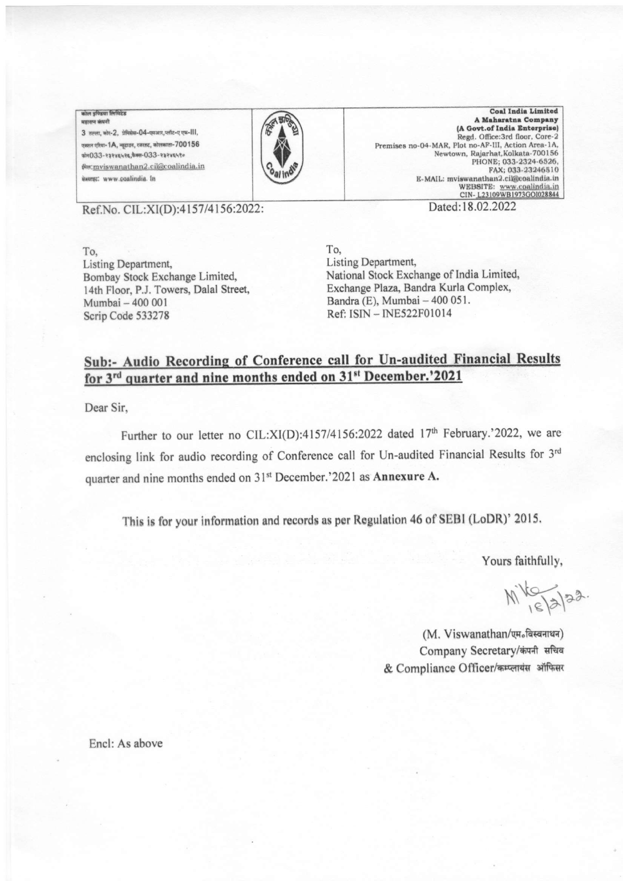कोल इण्डिया लिमिटेड
महारत्न कंपनी
3 तल्ला, कोर-2, प्रेमिसेस-04-एमआर,प्लॉट-ए एफ-III,
एक्शन एरिया-1A, न्यूटाउन, रजरहट, कोलकाता-700156
फोन033-२३२४६५२६,फैक्स-033-२३२४६५१०
ईमेल:mviswanathan2.cil@coalindia.in
वेबसाइट: www.coalindia.in

**Coal India Limited**
**A Maharatna Company**
**(A Govt.of India Enterprise)**
Regd. Office:3rd floor, Core-2
Premises no-04-MAR, Plot no-AF-III, Action Area-1A,
Newtown, Rajarhat,Kolkata-700156
PHONE; 033-2324-6526,
FAX; 033-23246510
E-MAIL: mviswanathan2.cil@coalindia.in
WEBSITE: www.coalindia.in
CIN- L23109WB1973GOI028844

Ref.No. CIL:XI(D):4157/4156:2022:

Dated:18.02.2022

To,
Listing Department,
Bombay Stock Exchange Limited,
14th Floor, P.J. Towers, Dalal Street,
Mumbai – 400 001
Scrip Code 533278

To,
Listing Department,
National Stock Exchange of India Limited,
Exchange Plaza, Bandra Kurla Complex,
Bandra (E), Mumbai – 400 051.
Ref: ISIN – INE522F01014

## Sub:- Audio Recording of Conference call for Un-audited Financial Results for 3rd quarter and nine months ended on 31st December.'2021

Dear Sir,

Further to our letter no CIL:XI(D):4157/4156:2022 dated 17th February.'2022, we are enclosing link for audio recording of Conference call for Un-audited Financial Results for 3rd quarter and nine months ended on 31st December.'2021 as **Annexure A.**

This is for your information and records as per Regulation 46 of SEBI (LoDR)' 2015.

Yours faithfully,

(M. Viswanathan/एम०विस्वनाथन)
Company Secretary/कंपनी सचिव
& Compliance Officer/कम्प्लायंस ऑफिसर

Encl: As above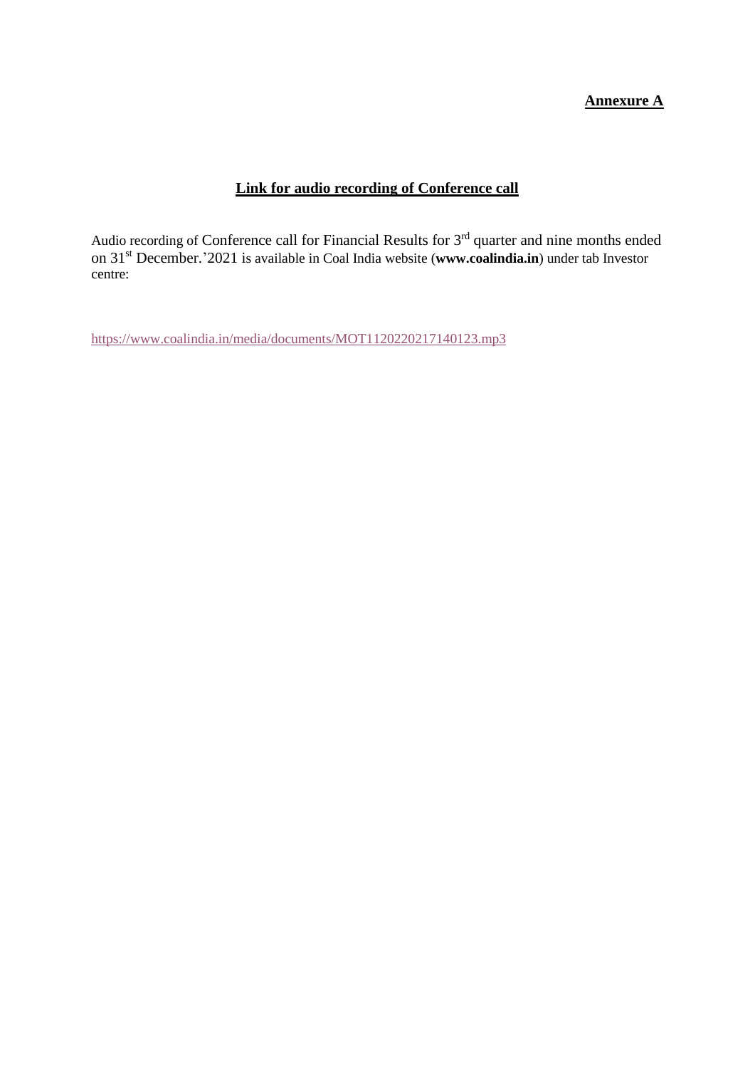**Annexure A**

## Link for audio recording of Conference call

Audio recording of Conference call for Financial Results for 3rd quarter and nine months ended on 31st December.'2021 is available in Coal India website (**www.coalindia.in**) under tab Investor centre:

https://www.coalindia.in/media/documents/MOT1120220217140123.mp3